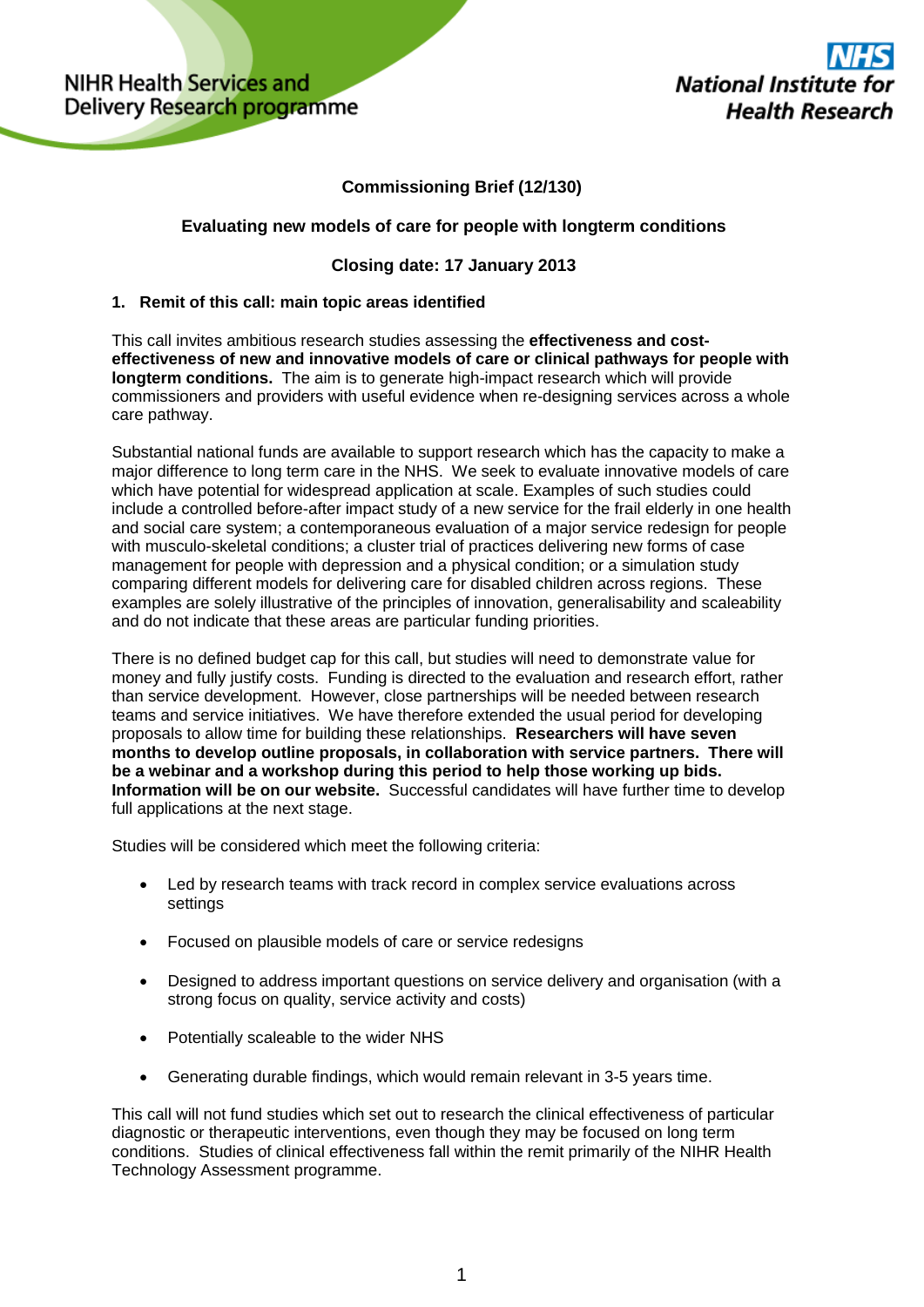NIHR Health Services and Delivery Research programme

NHS National Institute for Health Research

**Commissioning Brief (12/130)**

**Evaluating new models of care for people with longterm conditions**

**Closing date: 17 January 2013**

## 1. Remit of this call: main topic areas identified

This call invites ambitious research studies assessing the **effectiveness and cost-effectiveness of new and innovative models of care or clinical pathways for people with longterm conditions.** The aim is to generate high-impact research which will provide commissioners and providers with useful evidence when re-designing services across a whole care pathway.

Substantial national funds are available to support research which has the capacity to make a major difference to long term care in the NHS. We seek to evaluate innovative models of care which have potential for widespread application at scale. Examples of such studies could include a controlled before-after impact study of a new service for the frail elderly in one health and social care system; a contemporaneous evaluation of a major service redesign for people with musculo-skeletal conditions; a cluster trial of practices delivering new forms of case management for people with depression and a physical condition; or a simulation study comparing different models for delivering care for disabled children across regions. These examples are solely illustrative of the principles of innovation, generalisability and scaleability and do not indicate that these areas are particular funding priorities.

There is no defined budget cap for this call, but studies will need to demonstrate value for money and fully justify costs. Funding is directed to the evaluation and research effort, rather than service development. However, close partnerships will be needed between research teams and service initiatives. We have therefore extended the usual period for developing proposals to allow time for building these relationships. **Researchers will have seven months to develop outline proposals, in collaboration with service partners. There will be a webinar and a workshop during this period to help those working up bids. Information will be on our website.** Successful candidates will have further time to develop full applications at the next stage.

Studies will be considered which meet the following criteria:

- Led by research teams with track record in complex service evaluations across settings
- Focused on plausible models of care or service redesigns
- Designed to address important questions on service delivery and organisation (with a strong focus on quality, service activity and costs)
- Potentially scaleable to the wider NHS
- Generating durable findings, which would remain relevant in 3-5 years time.

This call will not fund studies which set out to research the clinical effectiveness of particular diagnostic or therapeutic interventions, even though they may be focused on long term conditions. Studies of clinical effectiveness fall within the remit primarily of the NIHR Health Technology Assessment programme.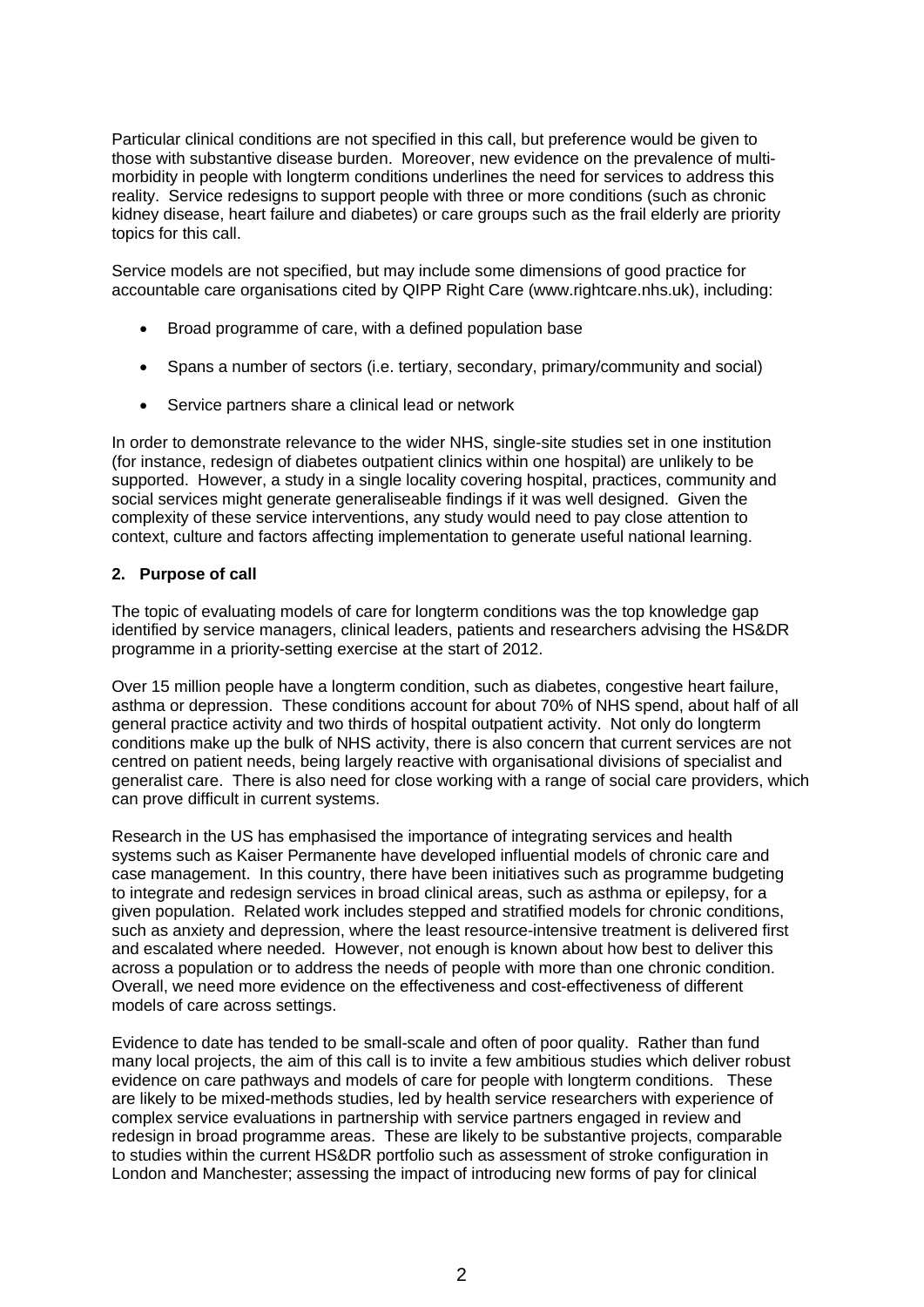Particular clinical conditions are not specified in this call, but preference would be given to those with substantive disease burden. Moreover, new evidence on the prevalence of multi-morbidity in people with longterm conditions underlines the need for services to address this reality. Service redesigns to support people with three or more conditions (such as chronic kidney disease, heart failure and diabetes) or care groups such as the frail elderly are priority topics for this call.

Service models are not specified, but may include some dimensions of good practice for accountable care organisations cited by QIPP Right Care (www.rightcare.nhs.uk), including:

- Broad programme of care, with a defined population base
- Spans a number of sectors (i.e. tertiary, secondary, primary/community and social)
- Service partners share a clinical lead or network

In order to demonstrate relevance to the wider NHS, single-site studies set in one institution (for instance, redesign of diabetes outpatient clinics within one hospital) are unlikely to be supported. However, a study in a single locality covering hospital, practices, community and social services might generate generaliseable findings if it was well designed. Given the complexity of these service interventions, any study would need to pay close attention to context, culture and factors affecting implementation to generate useful national learning.

## 2. Purpose of call

The topic of evaluating models of care for longterm conditions was the top knowledge gap identified by service managers, clinical leaders, patients and researchers advising the HS&DR programme in a priority-setting exercise at the start of 2012.

Over 15 million people have a longterm condition, such as diabetes, congestive heart failure, asthma or depression. These conditions account for about 70% of NHS spend, about half of all general practice activity and two thirds of hospital outpatient activity. Not only do longterm conditions make up the bulk of NHS activity, there is also concern that current services are not centred on patient needs, being largely reactive with organisational divisions of specialist and generalist care. There is also need for close working with a range of social care providers, which can prove difficult in current systems.

Research in the US has emphasised the importance of integrating services and health systems such as Kaiser Permanente have developed influential models of chronic care and case management. In this country, there have been initiatives such as programme budgeting to integrate and redesign services in broad clinical areas, such as asthma or epilepsy, for a given population. Related work includes stepped and stratified models for chronic conditions, such as anxiety and depression, where the least resource-intensive treatment is delivered first and escalated where needed. However, not enough is known about how best to deliver this across a population or to address the needs of people with more than one chronic condition. Overall, we need more evidence on the effectiveness and cost-effectiveness of different models of care across settings.

Evidence to date has tended to be small-scale and often of poor quality. Rather than fund many local projects, the aim of this call is to invite a few ambitious studies which deliver robust evidence on care pathways and models of care for people with longterm conditions. These are likely to be mixed-methods studies, led by health service researchers with experience of complex service evaluations in partnership with service partners engaged in review and redesign in broad programme areas. These are likely to be substantive projects, comparable to studies within the current HS&DR portfolio such as assessment of stroke configuration in London and Manchester; assessing the impact of introducing new forms of pay for clinical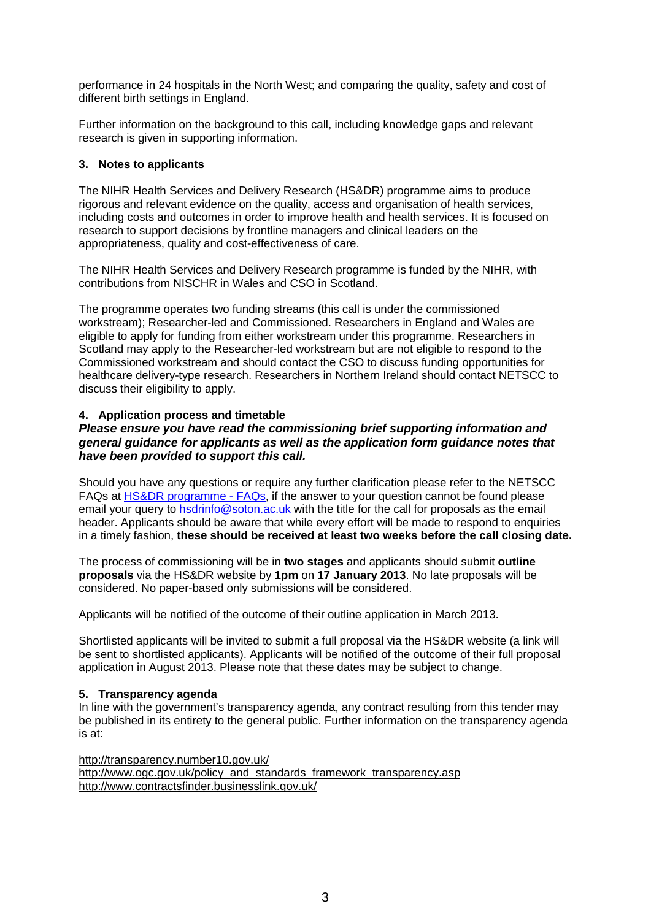performance in 24 hospitals in the North West; and comparing the quality, safety and cost of different birth settings in England.

Further information on the background to this call, including knowledge gaps and relevant research is given in supporting information.

## 3. Notes to applicants

The NIHR Health Services and Delivery Research (HS&DR) programme aims to produce rigorous and relevant evidence on the quality, access and organisation of health services, including costs and outcomes in order to improve health and health services. It is focused on research to support decisions by frontline managers and clinical leaders on the appropriateness, quality and cost-effectiveness of care.

The NIHR Health Services and Delivery Research programme is funded by the NIHR, with contributions from NISCHR in Wales and CSO in Scotland.

The programme operates two funding streams (this call is under the commissioned workstream); Researcher-led and Commissioned. Researchers in England and Wales are eligible to apply for funding from either workstream under this programme. Researchers in Scotland may apply to the Researcher-led workstream but are not eligible to respond to the Commissioned workstream and should contact the CSO to discuss funding opportunities for healthcare delivery-type research. Researchers in Northern Ireland should contact NETSCC to discuss their eligibility to apply.

## 4. Application process and timetable

***Please ensure you have read the commissioning brief supporting information and general guidance for applicants as well as the application form guidance notes that have been provided to support this call.***

Should you have any questions or require any further clarification please refer to the NETSCC FAQs at [HS&DR programme - FAQs](), if the answer to your question cannot be found please email your query to [hsdrinfo@soton.ac.uk](mailto:hsdrinfo@soton.ac.uk) with the title for the call for proposals as the email header. Applicants should be aware that while every effort will be made to respond to enquiries in a timely fashion, **these should be received at least two weeks before the call closing date.**

The process of commissioning will be in **two stages** and applicants should submit **outline proposals** via the HS&DR website by **1pm** on **17 January 2013**. No late proposals will be considered. No paper-based only submissions will be considered.

Applicants will be notified of the outcome of their outline application in March 2013.

Shortlisted applicants will be invited to submit a full proposal via the HS&DR website (a link will be sent to shortlisted applicants). Applicants will be notified of the outcome of their full proposal application in August 2013. Please note that these dates may be subject to change.

## 5. Transparency agenda

In line with the government's transparency agenda, any contract resulting from this tender may be published in its entirety to the general public. Further information on the transparency agenda is at:

http://transparency.number10.gov.uk/
http://www.ogc.gov.uk/policy_and_standards_framework_transparency.asp
http://www.contractsfinder.businesslink.gov.uk/